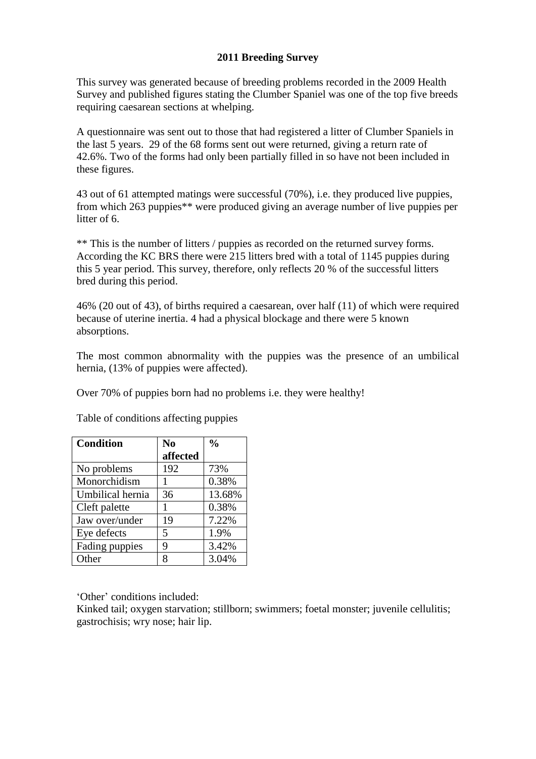# 2011 Breeding Survey

This survey was generated because of breeding problems recorded in the 2009 Health Survey and published figures stating the Clumber Spaniel was one of the top five breeds requiring caesarean sections at whelping.

A questionnaire was sent out to those that had registered a litter of Clumber Spaniels in the last 5 years. 29 of the 68 forms sent out were returned, giving a return rate of 42.6%. Two of the forms had only been partially filled in so have not been included in these figures.

43 out of 61 attempted matings were successful (70%), i.e. they produced live puppies, from which 263 puppies** were produced giving an average number of live puppies per litter of 6.

** This is the number of litters / puppies as recorded on the returned survey forms. According the KC BRS there were 215 litters bred with a total of 1145 puppies during this 5 year period. This survey, therefore, only reflects 20 % of the successful litters bred during this period.

46% (20 out of 43), of births required a caesarean, over half (11) of which were required because of uterine inertia. 4 had a physical blockage and there were 5 known absorptions.

The most common abnormality with the puppies was the presence of an umbilical hernia, (13% of puppies were affected).

Over 70% of puppies born had no problems i.e. they were healthy!

Table of conditions affecting puppies

| Condition | No affected | % |
|---|---|---|
| No problems | 192 | 73% |
| Monorchidism | 1 | 0.38% |
| Umbilical hernia | 36 | 13.68% |
| Cleft palette | 1 | 0.38% |
| Jaw over/under | 19 | 7.22% |
| Eye defects | 5 | 1.9% |
| Fading puppies | 9 | 3.42% |
| Other | 8 | 3.04% |

'Other' conditions included:
Kinked tail; oxygen starvation; stillborn; swimmers; foetal monster; juvenile cellulitis; gastrochisis; wry nose; hair lip.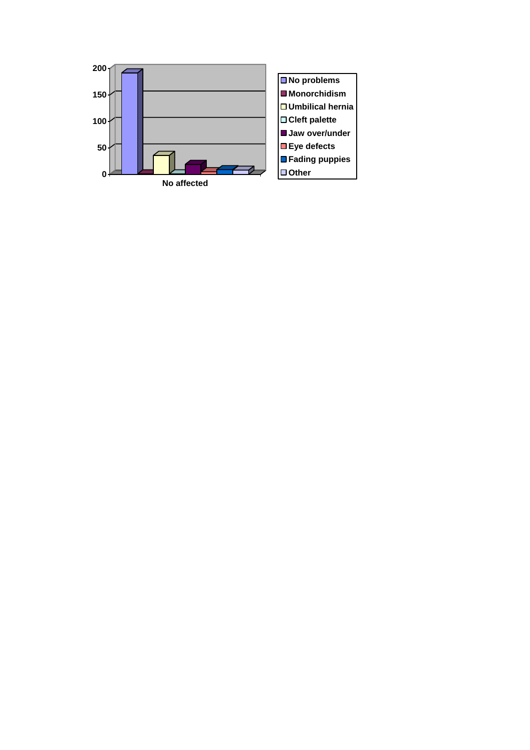200
150
100
50
0

No affected

No problems
Monorchidism
Umbilical hernia
Cleft palette
Jaw over/under
Eye defects
Fading puppies
Other